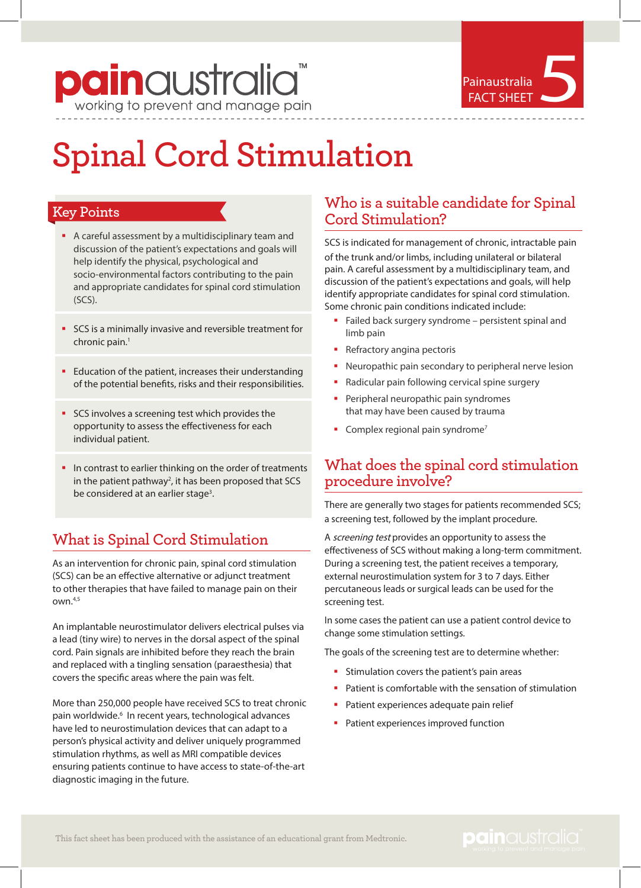painaustralia™
working to prevent and manage pain

Painaustralia FACT SHEET 5

# Spinal Cord Stimulation

## Key Points

- A careful assessment by a multidisciplinary team and discussion of the patient's expectations and goals will help identify the physical, psychological and socio-environmental factors contributing to the pain and appropriate candidates for spinal cord stimulation (SCS).
- SCS is a minimally invasive and reversible treatment for chronic pain.[1]
- Education of the patient, increases their understanding of the potential benefits, risks and their responsibilities.
- SCS involves a screening test which provides the opportunity to assess the effectiveness for each individual patient.
- In contrast to earlier thinking on the order of treatments in the patient pathway[2], it has been proposed that SCS be considered at an earlier stage[3].

## What is Spinal Cord Stimulation

As an intervention for chronic pain, spinal cord stimulation (SCS) can be an effective alternative or adjunct treatment to other therapies that have failed to manage pain on their own.[4,5]

An implantable neurostimulator delivers electrical pulses via a lead (tiny wire) to nerves in the dorsal aspect of the spinal cord. Pain signals are inhibited before they reach the brain and replaced with a tingling sensation (paraesthesia) that covers the specific areas where the pain was felt.

More than 250,000 people have received SCS to treat chronic pain worldwide.[6] In recent years, technological advances have led to neurostimulation devices that can adapt to a person's physical activity and deliver uniquely programmed stimulation rhythms, as well as MRI compatible devices ensuring patients continue to have access to state-of-the-art diagnostic imaging in the future.

## Who is a suitable candidate for Spinal Cord Stimulation?

SCS is indicated for management of chronic, intractable pain of the trunk and/or limbs, including unilateral or bilateral pain. A careful assessment by a multidisciplinary team, and discussion of the patient's expectations and goals, will help identify appropriate candidates for spinal cord stimulation. Some chronic pain conditions indicated include:

- Failed back surgery syndrome – persistent spinal and limb pain
- Refractory angina pectoris
- Neuropathic pain secondary to peripheral nerve lesion
- Radicular pain following cervical spine surgery
- Peripheral neuropathic pain syndromes that may have been caused by trauma
- Complex regional pain syndrome[7]

## What does the spinal cord stimulation procedure involve?

There are generally two stages for patients recommended SCS; a screening test, followed by the implant procedure.

A *screening test* provides an opportunity to assess the effectiveness of SCS without making a long-term commitment. During a screening test, the patient receives a temporary, external neurostimulation system for 3 to 7 days. Either percutaneous leads or surgical leads can be used for the screening test.

In some cases the patient can use a patient control device to change some stimulation settings.

The goals of the screening test are to determine whether:

- Stimulation covers the patient's pain areas
- Patient is comfortable with the sensation of stimulation
- Patient experiences adequate pain relief
- Patient experiences improved function

This fact sheet has been produced with the assistance of an educational grant from Medtronic.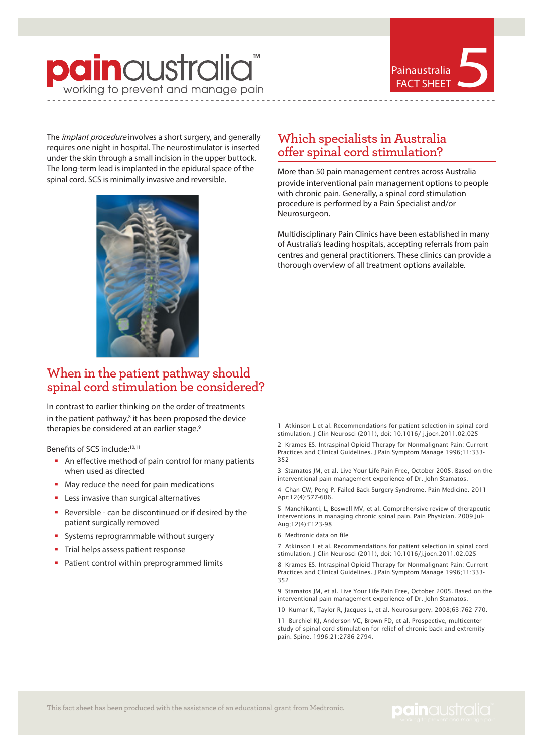The *implant procedure* involves a short surgery, and generally requires one night in hospital. The neurostimulator is inserted under the skin through a small incision in the upper buttock. The long-term lead is implanted in the epidural space of the spinal cord. SCS is minimally invasive and reversible.

## When in the patient pathway should spinal cord stimulation be considered?

In contrast to earlier thinking on the order of treatments in the patient pathway,[8] it has been proposed the device therapies be considered at an earlier stage.[9]

Benefits of SCS include:[10,11]

- An effective method of pain control for many patients when used as directed
- May reduce the need for pain medications
- Less invasive than surgical alternatives
- Reversible - can be discontinued or if desired by the patient surgically removed
- Systems reprogrammable without surgery
- Trial helps assess patient response
- Patient control within preprogrammed limits

## Which specialists in Australia offer spinal cord stimulation?

More than 50 pain management centres across Australia provide interventional pain management options to people with chronic pain. Generally, a spinal cord stimulation procedure is performed by a Pain Specialist and/or Neurosurgeon.

Multidisciplinary Pain Clinics have been established in many of Australia's leading hospitals, accepting referrals from pain centres and general practitioners. These clinics can provide a thorough overview of all treatment options available.

1 Atkinson L et al. Recommendations for patient selection in spinal cord stimulation. J Clin Neurosci (2011), doi: 10.1016/ j.jocn.2011.02.025

2 Krames ES. Intraspinal Opioid Therapy for Nonmalignant Pain: Current Practices and Clinical Guidelines. J Pain Symptom Manage 1996;11:333-352

3 Stamatos JM, et al. Live Your Life Pain Free, October 2005. Based on the interventional pain management experience of Dr. John Stamatos.

4 Chan CW, Peng P. Failed Back Surgery Syndrome. Pain Medicine. 2011 Apr;12(4):577-606.

5 Manchikanti, L, Boswell MV, et al. Comprehensive review of therapeutic interventions in managing chronic spinal pain. Pain Physician. 2009 Jul-Aug;12(4):E123-98

6 Medtronic data on file

7 Atkinson L et al. Recommendations for patient selection in spinal cord stimulation. J Clin Neurosci (2011), doi: 10.1016/j.jocn.2011.02.025

8 Krames ES. Intraspinal Opioid Therapy for Nonmalignant Pain: Current Practices and Clinical Guidelines. J Pain Symptom Manage 1996;11:333-352

9 Stamatos JM, et al. Live Your Life Pain Free, October 2005. Based on the interventional pain management experience of Dr. John Stamatos.

10 Kumar K, Taylor R, Jacques L, et al. Neurosurgery. 2008;63:762-770.

11 Burchiel KJ, Anderson VC, Brown FD, et al. Prospective, multicenter study of spinal cord stimulation for relief of chronic back and extremity pain. Spine. 1996;21:2786-2794.

This fact sheet has been produced with the assistance of an educational grant from Medtronic.